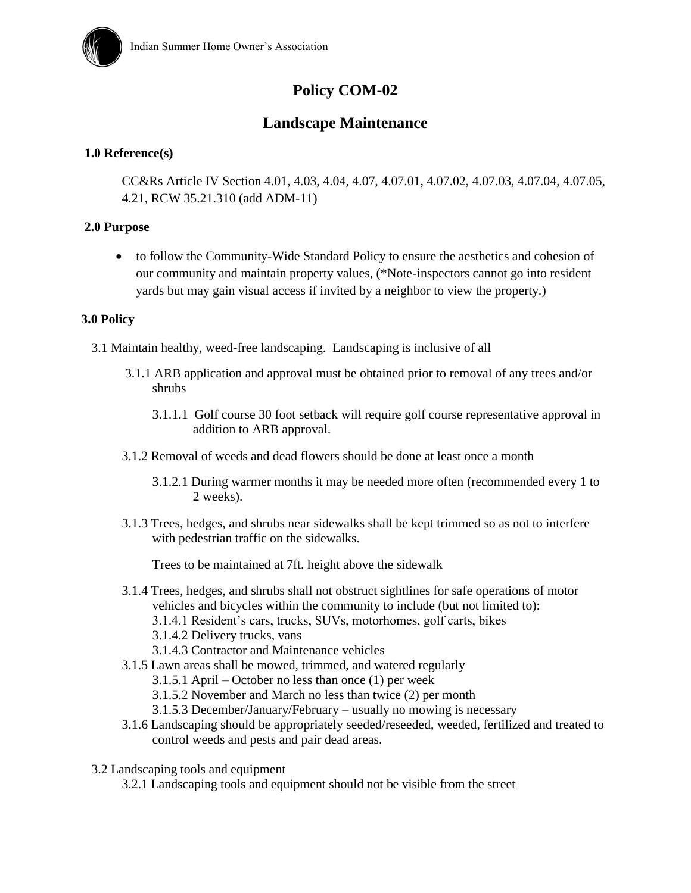# Policy COM-02

## Landscape Maintenance

**1.0 Reference(s)**

CC&Rs Article IV Section 4.01, 4.03, 4.04, 4.07, 4.07.01, 4.07.02, 4.07.03, 4.07.04, 4.07.05, 4.21, RCW 35.21.310 (add ADM-11)

**2.0 Purpose**

- to follow the Community-Wide Standard Policy to ensure the aesthetics and cohesion of our community and maintain property values, (*Note-inspectors cannot go into resident yards but may gain visual access if invited by a neighbor to view the property.)

**3.0 Policy**

3.1 Maintain healthy, weed-free landscaping. Landscaping is inclusive of all

3.1.1 ARB application and approval must be obtained prior to removal of any trees and/or shrubs

3.1.1.1 Golf course 30 foot setback will require golf course representative approval in addition to ARB approval.

3.1.2 Removal of weeds and dead flowers should be done at least once a month

3.1.2.1 During warmer months it may be needed more often (recommended every 1 to 2 weeks).

3.1.3 Trees, hedges, and shrubs near sidewalks shall be kept trimmed so as not to interfere with pedestrian traffic on the sidewalks.

Trees to be maintained at 7ft. height above the sidewalk

3.1.4 Trees, hedges, and shrubs shall not obstruct sightlines for safe operations of motor vehicles and bicycles within the community to include (but not limited to):

3.1.4.1 Resident's cars, trucks, SUVs, motorhomes, golf carts, bikes

3.1.4.2 Delivery trucks, vans

3.1.4.3 Contractor and Maintenance vehicles

3.1.5 Lawn areas shall be mowed, trimmed, and watered regularly

3.1.5.1 April – October no less than once (1) per week

3.1.5.2 November and March no less than twice (2) per month

3.1.5.3 December/January/February – usually no mowing is necessary

3.1.6 Landscaping should be appropriately seeded/reseeded, weeded, fertilized and treated to control weeds and pests and pair dead areas.

3.2 Landscaping tools and equipment

3.2.1 Landscaping tools and equipment should not be visible from the street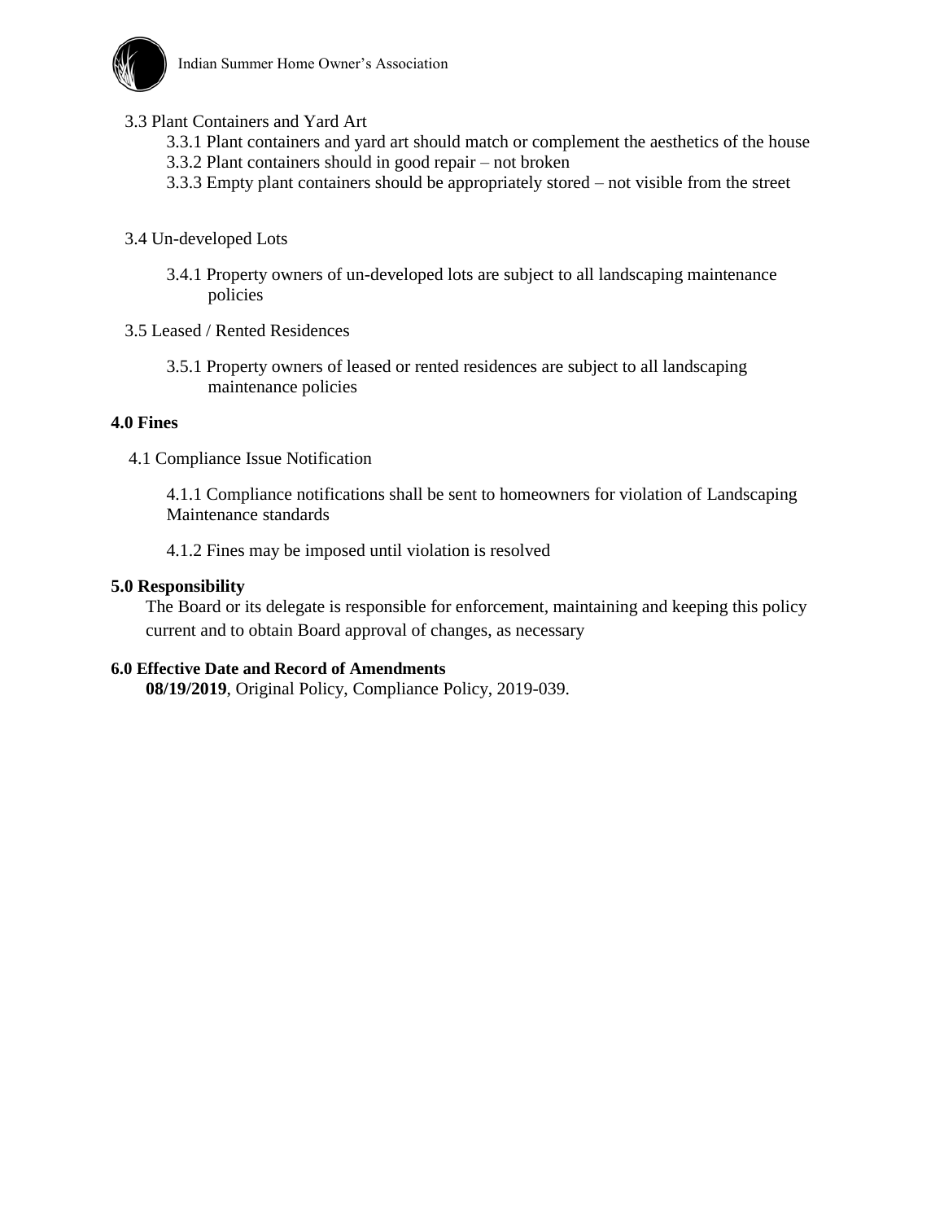3.3 Plant Containers and Yard Art

- 3.3.1 Plant containers and yard art should match or complement the aesthetics of the house
- 3.3.2 Plant containers should in good repair – not broken
- 3.3.3 Empty plant containers should be appropriately stored – not visible from the street

3.4 Un-developed Lots

- 3.4.1 Property owners of un-developed lots are subject to all landscaping maintenance policies

3.5 Leased / Rented Residences

- 3.5.1 Property owners of leased or rented residences are subject to all landscaping maintenance policies

**4.0 Fines**

4.1 Compliance Issue Notification

- 4.1.1 Compliance notifications shall be sent to homeowners for violation of Landscaping Maintenance standards
- 4.1.2 Fines may be imposed until violation is resolved

**5.0 Responsibility**

The Board or its delegate is responsible for enforcement, maintaining and keeping this policy current and to obtain Board approval of changes, as necessary

**6.0 Effective Date and Record of Amendments**

**08/19/2019**, Original Policy, Compliance Policy, 2019-039.